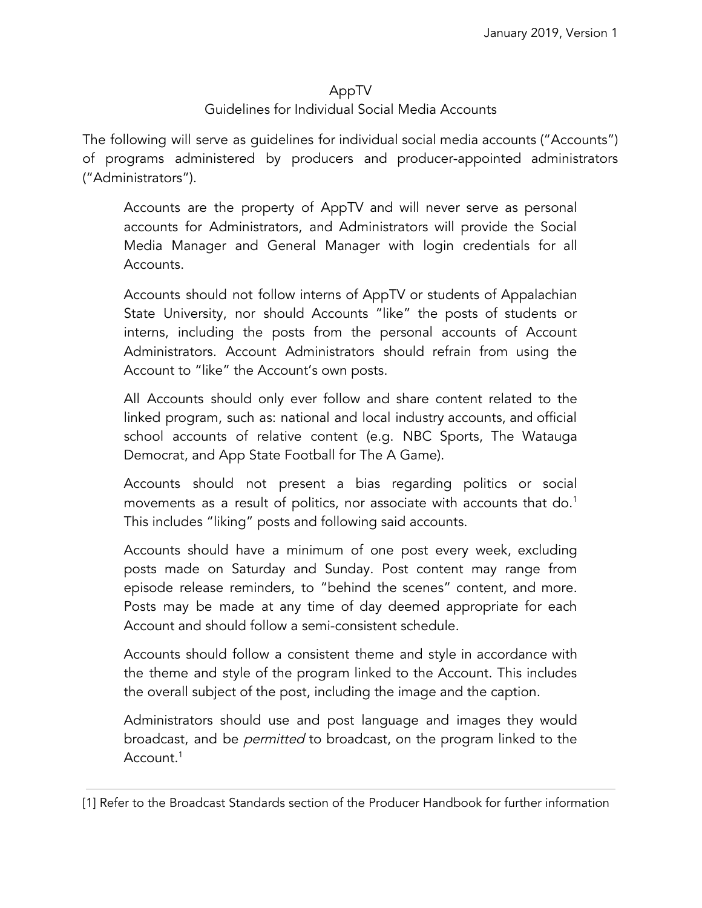January 2019, Version 1

# AppTV

## Guidelines for Individual Social Media Accounts

The following will serve as guidelines for individual social media accounts ("Accounts") of programs administered by producers and producer-appointed administrators ("Administrators").

> Accounts are the property of AppTV and will never serve as personal accounts for Administrators, and Administrators will provide the Social Media Manager and General Manager with login credentials for all Accounts.
>
> Accounts should not follow interns of AppTV or students of Appalachian State University, nor should Accounts "like" the posts of students or interns, including the posts from the personal accounts of Account Administrators. Account Administrators should refrain from using the Account to "like" the Account's own posts.
>
> All Accounts should only ever follow and share content related to the linked program, such as: national and local industry accounts, and official school accounts of relative content (e.g. NBC Sports, The Watauga Democrat, and App State Football for The A Game).
>
> Accounts should not present a bias regarding politics or social movements as a result of politics, nor associate with accounts that do.[1] This includes "liking" posts and following said accounts.
>
> Accounts should have a minimum of one post every week, excluding posts made on Saturday and Sunday. Post content may range from episode release reminders, to "behind the scenes" content, and more. Posts may be made at any time of day deemed appropriate for each Account and should follow a semi-consistent schedule.
>
> Accounts should follow a consistent theme and style in accordance with the theme and style of the program linked to the Account. This includes the overall subject of the post, including the image and the caption.
>
> Administrators should use and post language and images they would broadcast, and be *permitted* to broadcast, on the program linked to the Account.[1]

---

[1] Refer to the Broadcast Standards section of the Producer Handbook for further information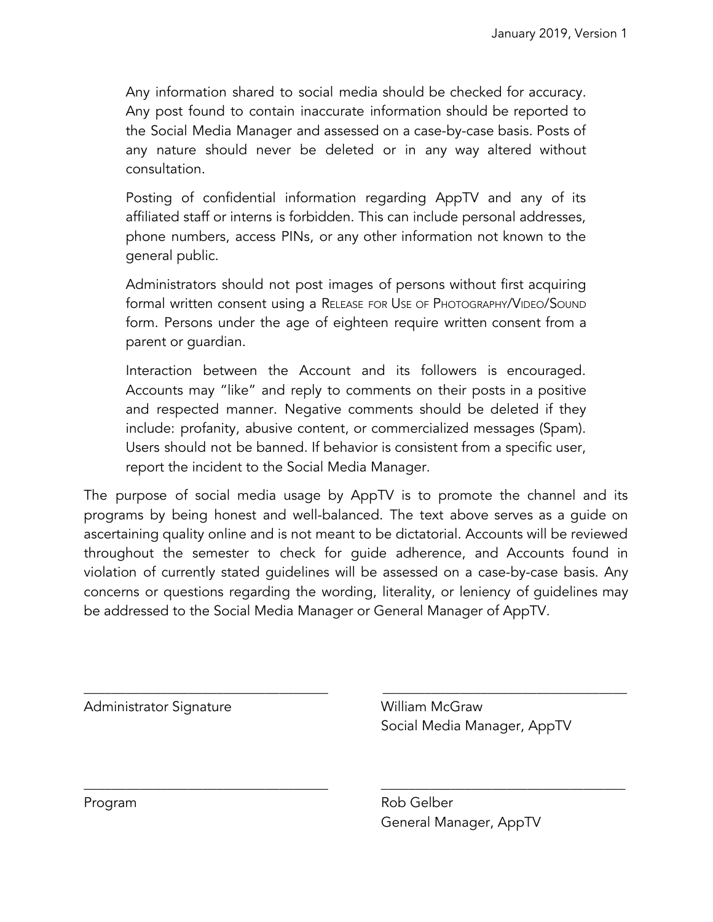Any information shared to social media should be checked for accuracy. Any post found to contain inaccurate information should be reported to the Social Media Manager and assessed on a case-by-case basis. Posts of any nature should never be deleted or in any way altered without consultation.

Posting of confidential information regarding AppTV and any of its affiliated staff or interns is forbidden. This can include personal addresses, phone numbers, access PINs, or any other information not known to the general public.

Administrators should not post images of persons without first acquiring formal written consent using a RELEASE FOR USE OF PHOTOGRAPHY/VIDEO/SOUND form. Persons under the age of eighteen require written consent from a parent or guardian.

Interaction between the Account and its followers is encouraged. Accounts may "like" and reply to comments on their posts in a positive and respected manner. Negative comments should be deleted if they include: profanity, abusive content, or commercialized messages (Spam). Users should not be banned. If behavior is consistent from a specific user, report the incident to the Social Media Manager.

The purpose of social media usage by AppTV is to promote the channel and its programs by being honest and well-balanced. The text above serves as a guide on ascertaining quality online and is not meant to be dictatorial. Accounts will be reviewed throughout the semester to check for guide adherence, and Accounts found in violation of currently stated guidelines will be assessed on a case-by-case basis. Any concerns or questions regarding the wording, literality, or leniency of guidelines may be addressed to the Social Media Manager or General Manager of AppTV.

\_\_\_\_\_\_\_\_\_\_\_\_\_\_\_\_\_\_\_\_\_\_\_\_\_\_\_\_\_\_\_\_\_\_
Administrator Signature

\_\_\_\_\_\_\_\_\_\_\_\_\_\_\_\_\_\_\_\_\_\_\_\_\_\_\_\_\_\_\_\_\_\_
William McGraw
Social Media Manager, AppTV

\_\_\_\_\_\_\_\_\_\_\_\_\_\_\_\_\_\_\_\_\_\_\_\_\_\_\_\_\_\_\_\_\_\_
Program

\_\_\_\_\_\_\_\_\_\_\_\_\_\_\_\_\_\_\_\_\_\_\_\_\_\_\_\_\_\_\_\_\_\_
Rob Gelber
General Manager, AppTV